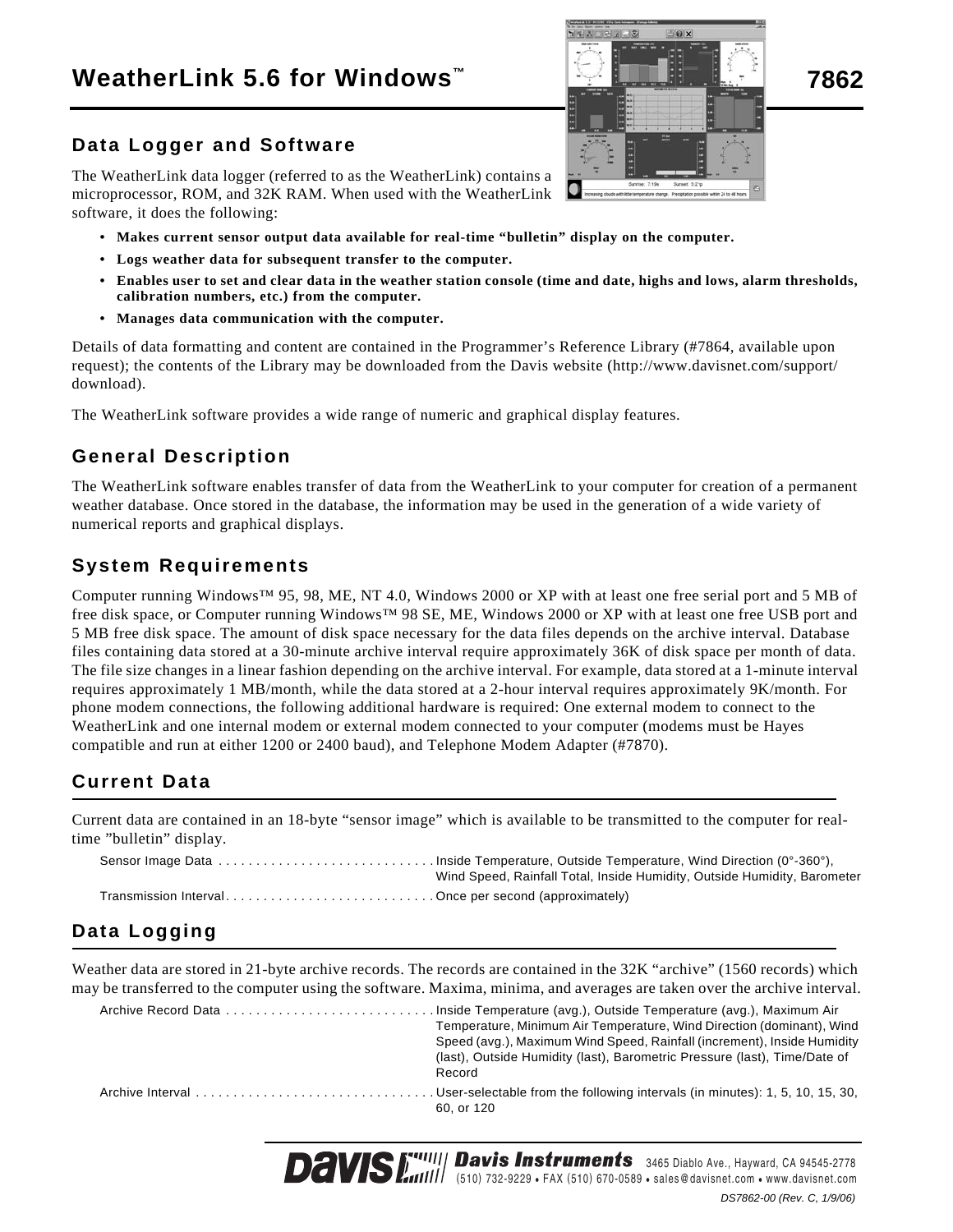# WeatherLink 5.6 for Windows™ 7862

## Data Logger and Software

The WeatherLink data logger (referred to as the WeatherLink) contains a microprocessor, ROM, and 32K RAM. When used with the WeatherLink software, it does the following:

- **Makes current sensor output data available for real-time "bulletin" display on the computer.**
- **Logs weather data for subsequent transfer to the computer.**
- **Enables user to set and clear data in the weather station console (time and date, highs and lows, alarm thresholds, calibration numbers, etc.) from the computer.**
- **Manages data communication with the computer.**

Details of data formatting and content are contained in the Programmer's Reference Library (#7864, available upon request); the contents of the Library may be downloaded from the Davis website (http://www.davisnet.com/support/download).

The WeatherLink software provides a wide range of numeric and graphical display features.

## General Description

The WeatherLink software enables transfer of data from the WeatherLink to your computer for creation of a permanent weather database. Once stored in the database, the information may be used in the generation of a wide variety of numerical reports and graphical displays.

## System Requirements

Computer running Windows™ 95, 98, ME, NT 4.0, Windows 2000 or XP with at least one free serial port and 5 MB of free disk space, or Computer running Windows™ 98 SE, ME, Windows 2000 or XP with at least one free USB port and 5 MB free disk space. The amount of disk space necessary for the data files depends on the archive interval. Database files containing data stored at a 30-minute archive interval require approximately 36K of disk space per month of data. The file size changes in a linear fashion depending on the archive interval. For example, data stored at a 1-minute interval requires approximately 1 MB/month, while the data stored at a 2-hour interval requires approximately 9K/month. For phone modem connections, the following additional hardware is required: One external modem to connect to the WeatherLink and one internal modem or external modem connected to your computer (modems must be Hayes compatible and run at either 1200 or 2400 baud), and Telephone Modem Adapter (#7870).

## Current Data

Current data are contained in an 18-byte "sensor image" which is available to be transmitted to the computer for real-time "bulletin" display.

| | |
|---|---|
| Sensor Image Data | Inside Temperature, Outside Temperature, Wind Direction (0°-360°), Wind Speed, Rainfall Total, Inside Humidity, Outside Humidity, Barometer |
| Transmission Interval | Once per second (approximately) |

## Data Logging

Weather data are stored in 21-byte archive records. The records are contained in the 32K "archive" (1560 records) which may be transferred to the computer using the software. Maxima, minima, and averages are taken over the archive interval.

| | |
|---|---|
| Archive Record Data | Inside Temperature (avg.), Outside Temperature (avg.), Maximum Air Temperature, Minimum Air Temperature, Wind Direction (dominant), Wind Speed (avg.), Maximum Wind Speed, Rainfall (increment), Inside Humidity (last), Outside Humidity (last), Barometric Pressure (last), Time/Date of Record |
| Archive Interval | User-selectable from the following intervals (in minutes): 1, 5, 10, 15, 30, 60, or 120 |

Davis Instruments 3465 Diablo Ave., Hayward, CA 94545-2778
(510) 732-9229 • FAX (510) 670-0589 • sales@davisnet.com • www.davisnet.com

DS7862-00 (Rev. C, 1/9/06)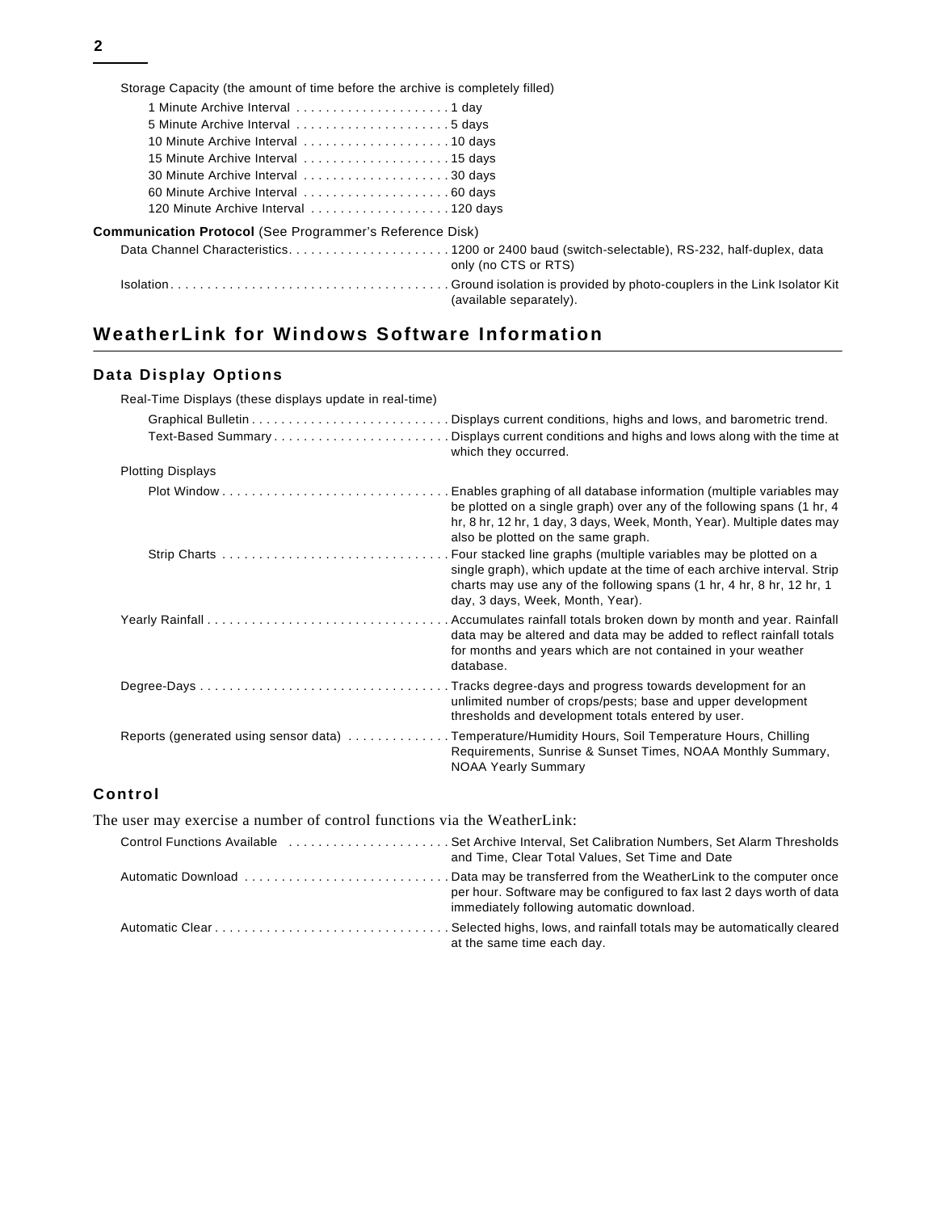Storage Capacity (the amount of time before the archive is completely filled)

| | |
|---|---|
| 1 Minute Archive Interval | 1 day |
| 5 Minute Archive Interval | 5 days |
| 10 Minute Archive Interval | 10 days |
| 15 Minute Archive Interval | 15 days |
| 30 Minute Archive Interval | 30 days |
| 60 Minute Archive Interval | 60 days |
| 120 Minute Archive Interval | 120 days |

**Communication Protocol** (See Programmer's Reference Disk)

| | |
|---|---|
| Data Channel Characteristics | 1200 or 2400 baud (switch-selectable), RS-232, half-duplex, data only (no CTS or RTS) |
| Isolation | Ground isolation is provided by photo-couplers in the Link Isolator Kit (available separately). |

## WeatherLink for Windows Software Information

### Data Display Options

Real-Time Displays (these displays update in real-time)

| | |
|---|---|
| Graphical Bulletin | Displays current conditions, highs and lows, and barometric trend. |
| Text-Based Summary | Displays current conditions and highs and lows along with the time at which they occurred. |

Plotting Displays

| | |
|---|---|
| Plot Window | Enables graphing of all database information (multiple variables may be plotted on a single graph) over any of the following spans (1 hr, 4 hr, 8 hr, 12 hr, 1 day, 3 days, Week, Month, Year). Multiple dates may also be plotted on the same graph. |
| Strip Charts | Four stacked line graphs (multiple variables may be plotted on a single graph), which update at the time of each archive interval. Strip charts may use any of the following spans (1 hr, 4 hr, 8 hr, 12 hr, 1 day, 3 days, Week, Month, Year). |

| | |
|---|---|
| Yearly Rainfall | Accumulates rainfall totals broken down by month and year. Rainfall data may be altered and data may be added to reflect rainfall totals for months and years which are not contained in your weather database. |
| Degree-Days | Tracks degree-days and progress towards development for an unlimited number of crops/pests; base and upper development thresholds and development totals entered by user. |
| Reports (generated using sensor data) | Temperature/Humidity Hours, Soil Temperature Hours, Chilling Requirements, Sunrise & Sunset Times, NOAA Monthly Summary, NOAA Yearly Summary |

### Control

The user may exercise a number of control functions via the WeatherLink:

| | |
|---|---|
| Control Functions Available | Set Archive Interval, Set Calibration Numbers, Set Alarm Thresholds and Time, Clear Total Values, Set Time and Date |
| Automatic Download | Data may be transferred from the WeatherLink to the computer once per hour. Software may be configured to fax last 2 days worth of data immediately following automatic download. |
| Automatic Clear | Selected highs, lows, and rainfall totals may be automatically cleared at the same time each day. |